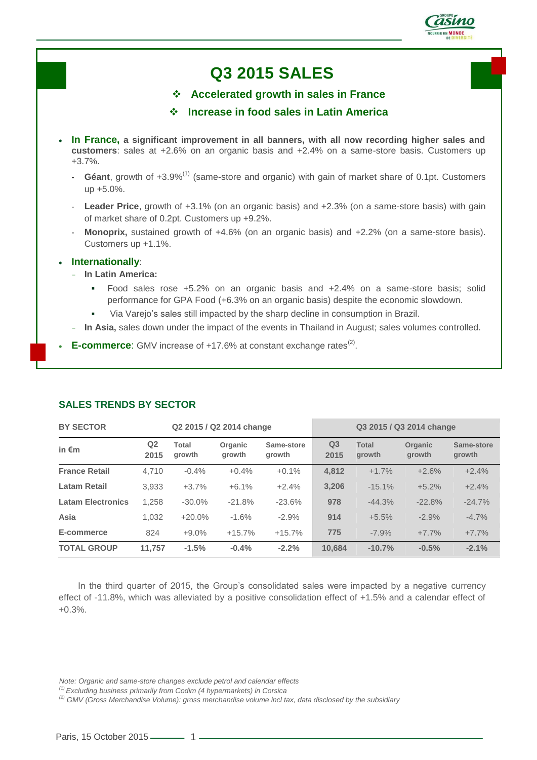# Q3 2015 SALES

- **Accelerated growth in sales in France**
- **Increase in food sales in Latin America**

- **In France, a significant improvement in all banners, with all now recording higher sales and customers**: sales at +2.6% on an organic basis and +2.4% on a same-store basis. Customers up +3.7%.
  - **Géant**, growth of +3.9%[1] (same-store and organic) with gain of market share of 0.1pt. Customers up +5.0%.
  - **Leader Price**, growth of +3.1% (on an organic basis) and +2.3% (on a same-store basis) with gain of market share of 0.2pt. Customers up +9.2%.
  - **Monoprix,** sustained growth of +4.6% (on an organic basis) and +2.2% (on a same-store basis). Customers up +1.1%.
- **Internationally**:
  - **In Latin America:**
    - Food sales rose +5.2% on an organic basis and +2.4% on a same-store basis; solid performance for GPA Food (+6.3% on an organic basis) despite the economic slowdown.
    - Via Varejo's sales still impacted by the sharp decline in consumption in Brazil.
  - **In Asia,** sales down under the impact of the events in Thailand in August; sales volumes controlled.
- **E-commerce**: GMV increase of +17.6% at constant exchange rates[2].

## SALES TRENDS BY SECTOR

| BY SECTOR | Q2 2015 / Q2 2014 change | | | | Q3 2015 / Q3 2014 change | | | |
|---|---|---|---|---|---|---|---|---|
| in €m | Q2 2015 | Total growth | Organic growth | Same-store growth | Q3 2015 | Total growth | Organic growth | Same-store growth |
| **France Retail** | 4,710 | -0.4% | +0.4% | +0.1% | **4,812** | +1.7% | +2.6% | +2.4% |
| **Latam Retail** | 3,933 | +3.7% | +6.1% | +2.4% | **3,206** | -15.1% | +5.2% | +2.4% |
| **Latam Electronics** | 1,258 | -30.0% | -21.8% | -23.6% | **978** | -44.3% | -22.8% | -24.7% |
| **Asia** | 1,032 | +20.0% | -1.6% | -2.9% | **914** | +5.5% | -2.9% | -4.7% |
| **E-commerce** | 824 | +9.0% | +15.7% | +15.7% | **775** | -7.9% | +7.7% | +7.7% |
| **TOTAL GROUP** | **11,757** | **-1.5%** | **-0.4%** | **-2.2%** | **10,684** | **-10.7%** | **-0.5%** | **-2.1%** |

In the third quarter of 2015, the Group's consolidated sales were impacted by a negative currency effect of -11.8%, which was alleviated by a positive consolidation effect of +1.5% and a calendar effect of +0.3%.

*Note: Organic and same-store changes exclude petrol and calendar effects*

*[1] Excluding business primarily from Codim (4 hypermarkets) in Corsica*

*[2] GMV (Gross Merchandise Volume): gross merchandise volume incl tax, data disclosed by the subsidiary*

Paris, 15 October 2015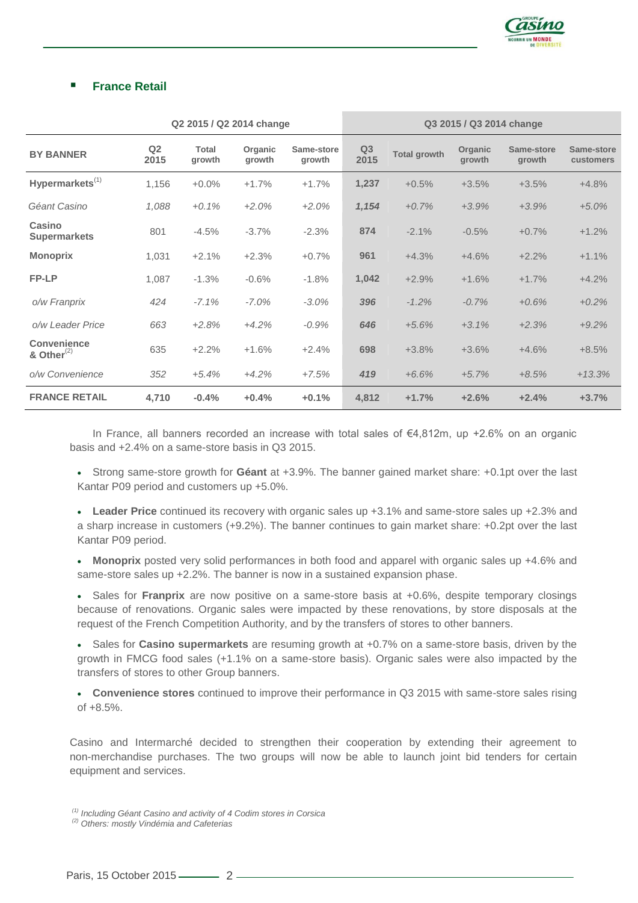## France Retail

| | Q2 2015 / Q2 2014 change | | | | Q3 2015 / Q3 2014 change | | | | |
|---|---|---|---|---|---|---|---|---|---|
| **BY BANNER** | **Q2 2015** | **Total growth** | **Organic growth** | **Same-store growth** | **Q3 2015** | **Total growth** | **Organic growth** | **Same-store growth** | **Same-store customers** |
| **Hypermarkets**[1] | 1,156 | +0.0% | +1.7% | +1.7% | **1,237** | +0.5% | +3.5% | +3.5% | +4.8% |
| *Géant Casino* | *1,088* | *+0.1%* | *+2.0%* | *+2.0%* | ***1,154*** | *+0.7%* | *+3.9%* | *+3.9%* | *+5.0%* |
| **Casino Supermarkets** | 801 | -4.5% | -3.7% | -2.3% | **874** | -2.1% | -0.5% | +0.7% | +1.2% |
| **Monoprix** | 1,031 | +2.1% | +2.3% | +0.7% | **961** | +4.3% | +4.6% | +2.2% | +1.1% |
| **FP-LP** | 1,087 | -1.3% | -0.6% | -1.8% | **1,042** | +2.9% | +1.6% | +1.7% | +4.2% |
| *o/w Franprix* | *424* | *-7.1%* | *-7.0%* | *-3.0%* | ***396*** | *-1.2%* | *-0.7%* | *+0.6%* | *+0.2%* |
| *o/w Leader Price* | *663* | *+2.8%* | *+4.2%* | *-0.9%* | ***646*** | *+5.6%* | *+3.1%* | *+2.3%* | *+9.2%* |
| **Convenience & Other**[2] | 635 | +2.2% | +1.6% | +2.4% | **698** | +3.8% | +3.6% | +4.6% | +8.5% |
| *o/w Convenience* | *352* | *+5.4%* | *+4.2%* | *+7.5%* | ***419*** | *+6.6%* | *+5.7%* | *+8.5%* | *+13.3%* |
| **FRANCE RETAIL** | **4,710** | **-0.4%** | **+0.4%** | **+0.1%** | **4,812** | **+1.7%** | **+2.6%** | **+2.4%** | **+3.7%** |

In France, all banners recorded an increase with total sales of €4,812m, up +2.6% on an organic basis and +2.4% on a same-store basis in Q3 2015.

- Strong same-store growth for **Géant** at +3.9%. The banner gained market share: +0.1pt over the last Kantar P09 period and customers up +5.0%.
- **Leader Price** continued its recovery with organic sales up +3.1% and same-store sales up +2.3% and a sharp increase in customers (+9.2%). The banner continues to gain market share: +0.2pt over the last Kantar P09 period.
- **Monoprix** posted very solid performances in both food and apparel with organic sales up +4.6% and same-store sales up +2.2%. The banner is now in a sustained expansion phase.
- Sales for **Franprix** are now positive on a same-store basis at +0.6%, despite temporary closings because of renovations. Organic sales were impacted by these renovations, by store disposals at the request of the French Competition Authority, and by the transfers of stores to other banners.
- Sales for **Casino supermarkets** are resuming growth at +0.7% on a same-store basis, driven by the growth in FMCG food sales (+1.1% on a same-store basis). Organic sales were also impacted by the transfers of stores to other Group banners.
- **Convenience stores** continued to improve their performance in Q3 2015 with same-store sales rising of +8.5%.

Casino and Intermarché decided to strengthen their cooperation by extending their agreement to non-merchandise purchases. The two groups will now be able to launch joint bid tenders for certain equipment and services.

[1] *Including Géant Casino and activity of 4 Codim stores in Corsica*
[2] *Others: mostly Vindémia and Cafeterias*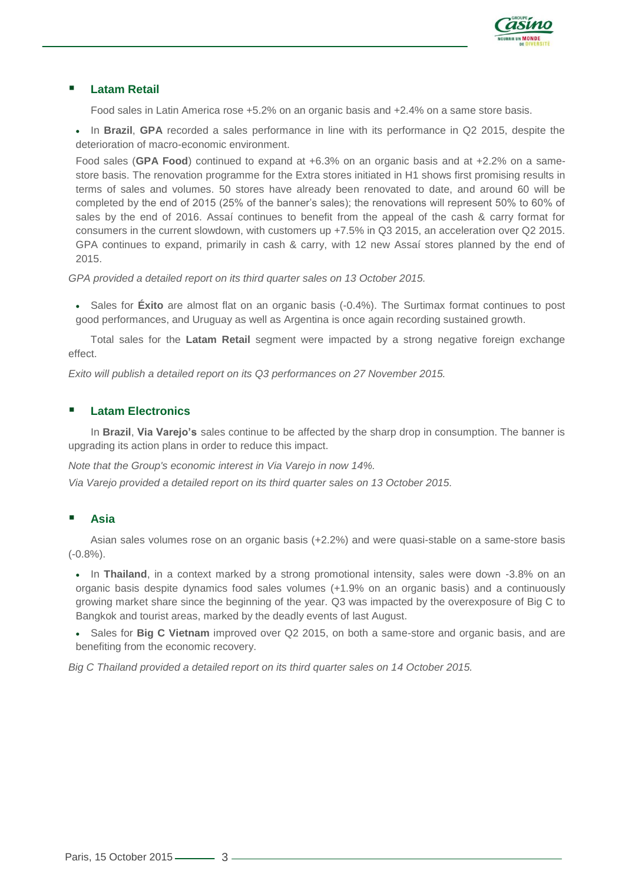### Latam Retail

Food sales in Latin America rose +5.2% on an organic basis and +2.4% on a same store basis.

- In **Brazil**, **GPA** recorded a sales performance in line with its performance in Q2 2015, despite the deterioration of macro-economic environment.

  Food sales (**GPA Food**) continued to expand at +6.3% on an organic basis and at +2.2% on a same-store basis. The renovation programme for the Extra stores initiated in H1 shows first promising results in terms of sales and volumes. 50 stores have already been renovated to date, and around 60 will be completed by the end of 2015 (25% of the banner's sales); the renovations will represent 50% to 60% of sales by the end of 2016. Assaí continues to benefit from the appeal of the cash & carry format for consumers in the current slowdown, with customers up +7.5% in Q3 2015, an acceleration over Q2 2015. GPA continues to expand, primarily in cash & carry, with 12 new Assaí stores planned by the end of 2015.

*GPA provided a detailed report on its third quarter sales on 13 October 2015.*

- Sales for **Éxito** are almost flat on an organic basis (-0.4%). The Surtimax format continues to post good performances, and Uruguay as well as Argentina is once again recording sustained growth.

Total sales for the **Latam Retail** segment were impacted by a strong negative foreign exchange effect.

*Exito will publish a detailed report on its Q3 performances on 27 November 2015.*

### Latam Electronics

In **Brazil**, **Via Varejo's** sales continue to be affected by the sharp drop in consumption. The banner is upgrading its action plans in order to reduce this impact.

*Note that the Group's economic interest in Via Varejo in now 14%.*

*Via Varejo provided a detailed report on its third quarter sales on 13 October 2015.*

### Asia

Asian sales volumes rose on an organic basis (+2.2%) and were quasi-stable on a same-store basis (-0.8%).

- In **Thailand**, in a context marked by a strong promotional intensity, sales were down -3.8% on an organic basis despite dynamics food sales volumes (+1.9% on an organic basis) and a continuously growing market share since the beginning of the year. Q3 was impacted by the overexposure of Big C to Bangkok and tourist areas, marked by the deadly events of last August.
- Sales for **Big C Vietnam** improved over Q2 2015, on both a same-store and organic basis, and are benefiting from the economic recovery.

*Big C Thailand provided a detailed report on its third quarter sales on 14 October 2015.*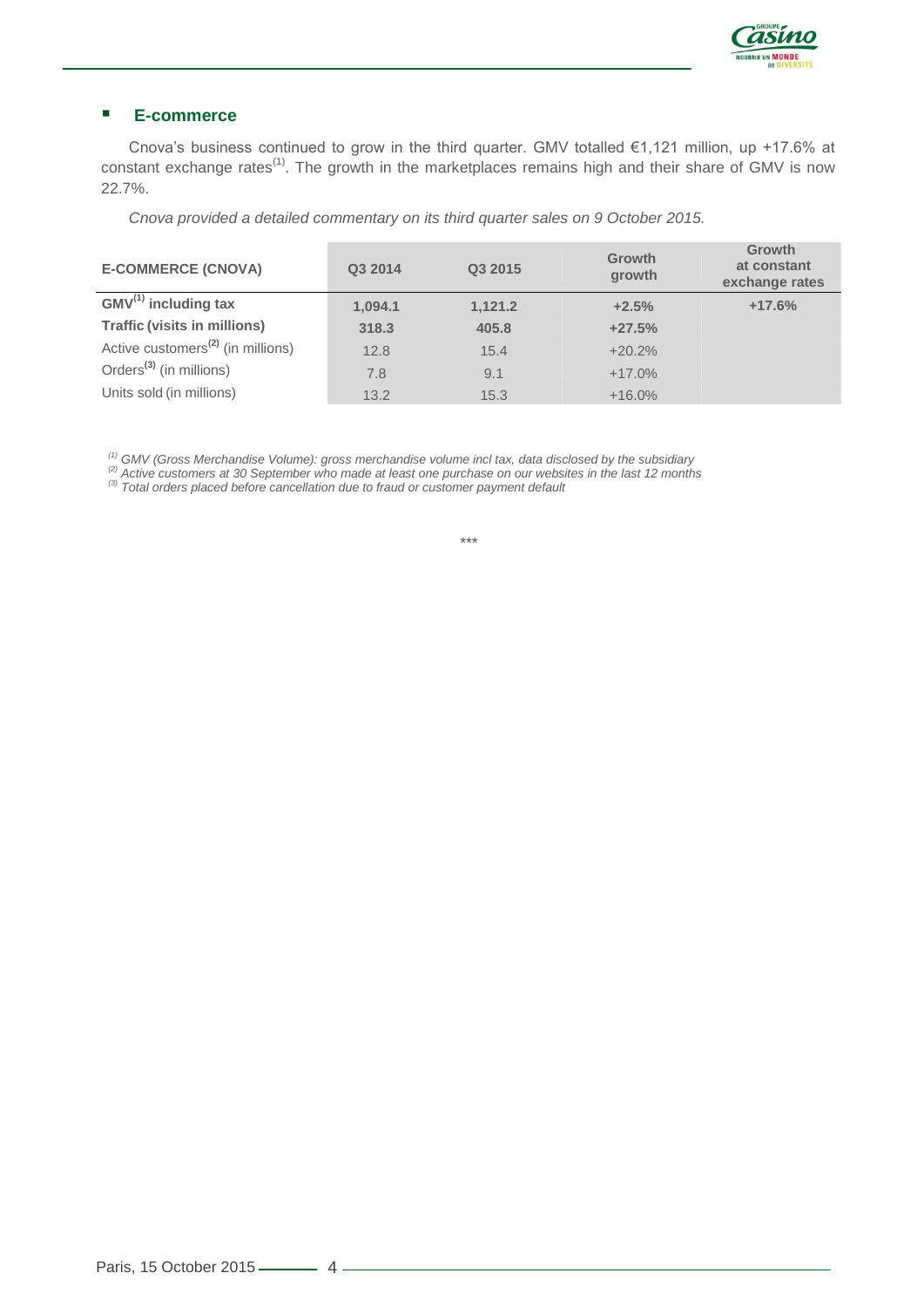### E-commerce

Cnova's business continued to grow in the third quarter. GMV totalled €1,121 million, up +17.6% at constant exchange rates[1]. The growth in the marketplaces remains high and their share of GMV is now 22.7%.

*Cnova provided a detailed commentary on its third quarter sales on 9 October 2015.*

| E-COMMERCE (CNOVA) | Q3 2014 | Q3 2015 | Growth growth | Growth at constant exchange rates |
|---|---|---|---|---|
| **GMV[1] including tax** | **1,094.1** | **1,121.2** | **+2.5%** | **+17.6%** |
| **Traffic (visits in millions)** | **318.3** | **405.8** | **+27.5%** | |
| Active customers[2] (in millions) | 12.8 | 15.4 | +20.2% | |
| Orders[3] (in millions) | 7.8 | 9.1 | +17.0% | |
| Units sold (in millions) | 13.2 | 15.3 | +16.0% | |

*[1] GMV (Gross Merchandise Volume): gross merchandise volume incl tax, data disclosed by the subsidiary*
*[2] Active customers at 30 September who made at least one purchase on our websites in the last 12 months*
*[3] Total orders placed before cancellation due to fraud or customer payment default*

\*\*\*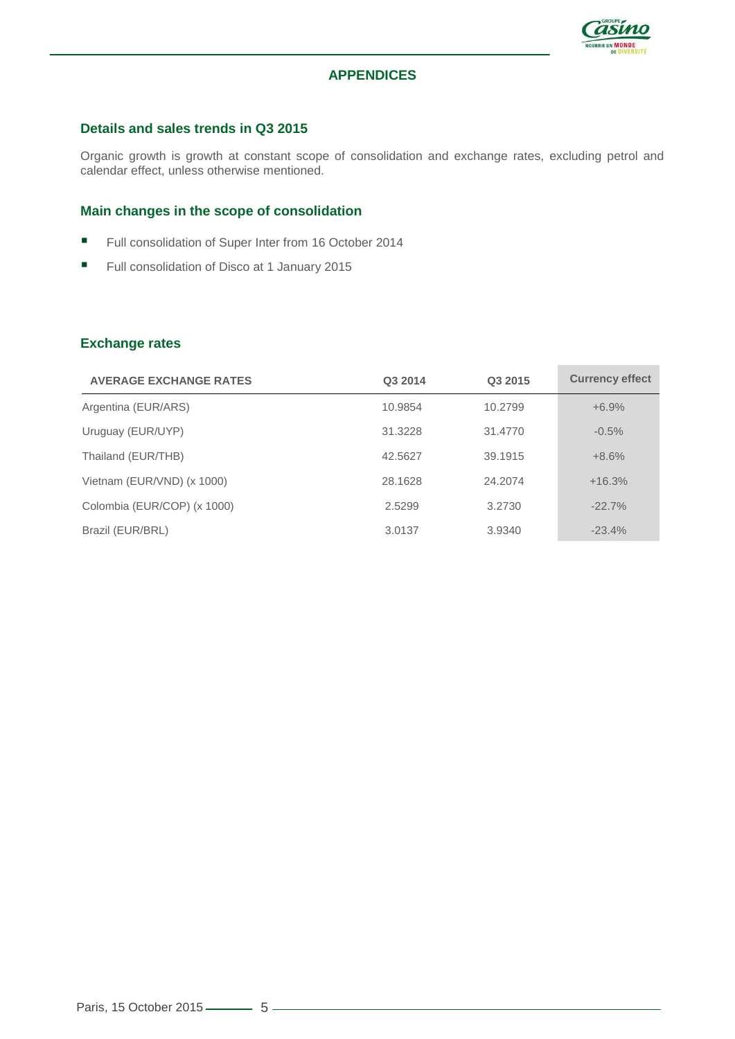## APPENDICES

### Details and sales trends in Q3 2015

Organic growth is growth at constant scope of consolidation and exchange rates, excluding petrol and calendar effect, unless otherwise mentioned.

### Main changes in the scope of consolidation

- Full consolidation of Super Inter from 16 October 2014
- Full consolidation of Disco at 1 January 2015

### Exchange rates

| AVERAGE EXCHANGE RATES | Q3 2014 | Q3 2015 | Currency effect |
|---|---|---|---|
| Argentina (EUR/ARS) | 10.9854 | 10.2799 | +6.9% |
| Uruguay (EUR/UYP) | 31.3228 | 31.4770 | -0.5% |
| Thailand (EUR/THB) | 42.5627 | 39.1915 | +8.6% |
| Vietnam (EUR/VND) (x 1000) | 28.1628 | 24.2074 | +16.3% |
| Colombia (EUR/COP) (x 1000) | 2.5299 | 3.2730 | -22.7% |
| Brazil (EUR/BRL) | 3.0137 | 3.9340 | -23.4% |

Paris, 15 October 2015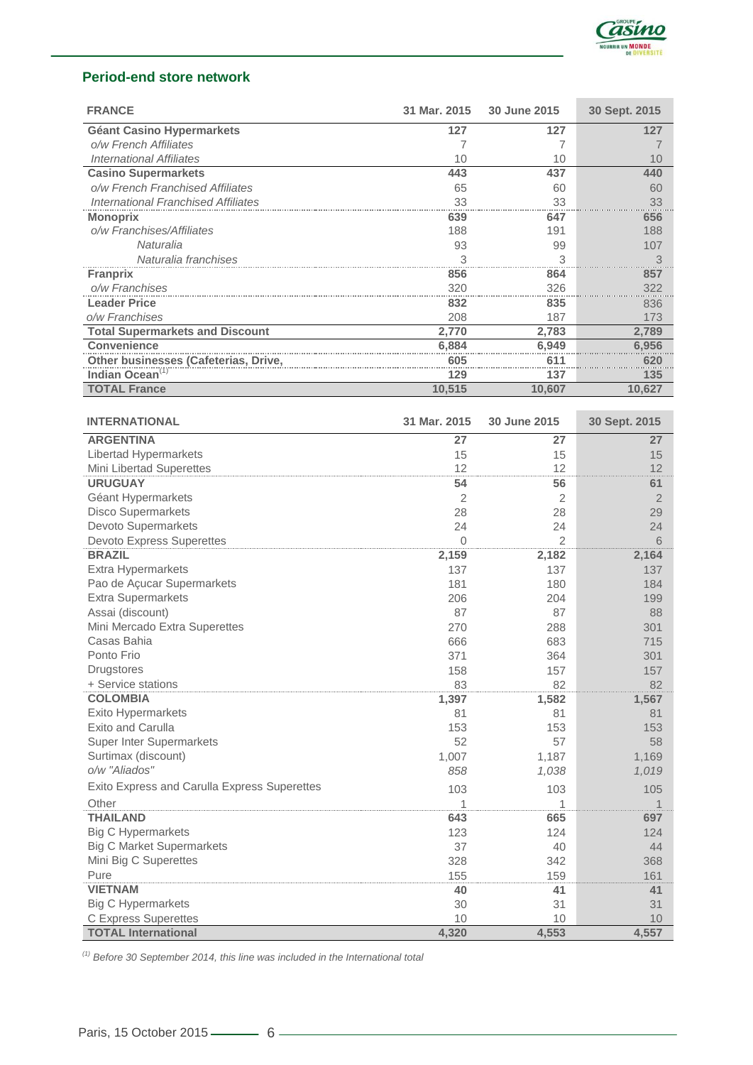## Period-end store network

| FRANCE | 31 Mar. 2015 | 30 June 2015 | 30 Sept. 2015 |
|---|---|---|---|
| **Géant Casino Hypermarkets** | **127** | **127** | **127** |
| *o/w French Affiliates* | 7 | 7 | 7 |
| *International Affiliates* | 10 | 10 | 10 |
| **Casino Supermarkets** | **443** | **437** | **440** |
| *o/w French Franchised Affiliates* | 65 | 60 | 60 |
| *International Franchised Affiliates* | 33 | 33 | 33 |
| **Monoprix** | **639** | **647** | **656** |
| *o/w Franchises/Affiliates* | 188 | 191 | 188 |
| *Naturalia* | 93 | 99 | 107 |
| *Naturalia franchises* | 3 | 3 | 3 |
| **Franprix** | **856** | **864** | **857** |
| *o/w Franchises* | 320 | 326 | 322 |
| **Leader Price** | **832** | **835** | 836 |
| *o/w Franchises* | 208 | 187 | 173 |
| **Total Supermarkets and Discount** | **2,770** | **2,783** | **2,789** |
| **Convenience** | **6,884** | **6,949** | **6,956** |
| **Other businesses (Cafeterias, Drive,** | **605** | **611** | **620** |
| **Indian Ocean**[(1)] | **129** | **137** | **135** |
| **TOTAL France** | **10,515** | **10,607** | **10,627** |

| INTERNATIONAL | 31 Mar. 2015 | 30 June 2015 | 30 Sept. 2015 |
|---|---|---|---|
| **ARGENTINA** | **27** | **27** | **27** |
| Libertad Hypermarkets | 15 | 15 | 15 |
| Mini Libertad Superettes | 12 | 12 | 12 |
| **URUGUAY** | **54** | **56** | **61** |
| Géant Hypermarkets | 2 | 2 | 2 |
| Disco Supermarkets | 28 | 28 | 29 |
| Devoto Supermarkets | 24 | 24 | 24 |
| Devoto Express Superettes | 0 | 2 | 6 |
| **BRAZIL** | **2,159** | **2,182** | **2,164** |
| Extra Hypermarkets | 137 | 137 | 137 |
| Pao de Açucar Supermarkets | 181 | 180 | 184 |
| Extra Supermarkets | 206 | 204 | 199 |
| Assai (discount) | 87 | 87 | 88 |
| Mini Mercado Extra Superettes | 270 | 288 | 301 |
| Casas Bahia | 666 | 683 | 715 |
| Ponto Frio | 371 | 364 | 301 |
| Drugstores | 158 | 157 | 157 |
| + Service stations | 83 | 82 | 82 |
| **COLOMBIA** | **1,397** | **1,582** | **1,567** |
| Exito Hypermarkets | 81 | 81 | 81 |
| Exito and Carulla | 153 | 153 | 153 |
| Super Inter Supermarkets | 52 | 57 | 58 |
| Surtimax (discount) | 1,007 | 1,187 | 1,169 |
| *o/w "Aliados"* | *858* | *1,038* | *1,019* |
| Exito Express and Carulla Express Superettes | 103 | 103 | 105 |
| Other | 1 | 1 | 1 |
| **THAILAND** | **643** | **665** | **697** |
| Big C Hypermarkets | 123 | 124 | 124 |
| Big C Market Supermarkets | 37 | 40 | 44 |
| Mini Big C Superettes | 328 | 342 | 368 |
| Pure | 155 | 159 | 161 |
| **VIETNAM** | **40** | **41** | **41** |
| Big C Hypermarkets | 30 | 31 | 31 |
| C Express Superettes | 10 | 10 | 10 |
| **TOTAL International** | **4,320** | **4,553** | **4,557** |

*(1) Before 30 September 2014, this line was included in the International total*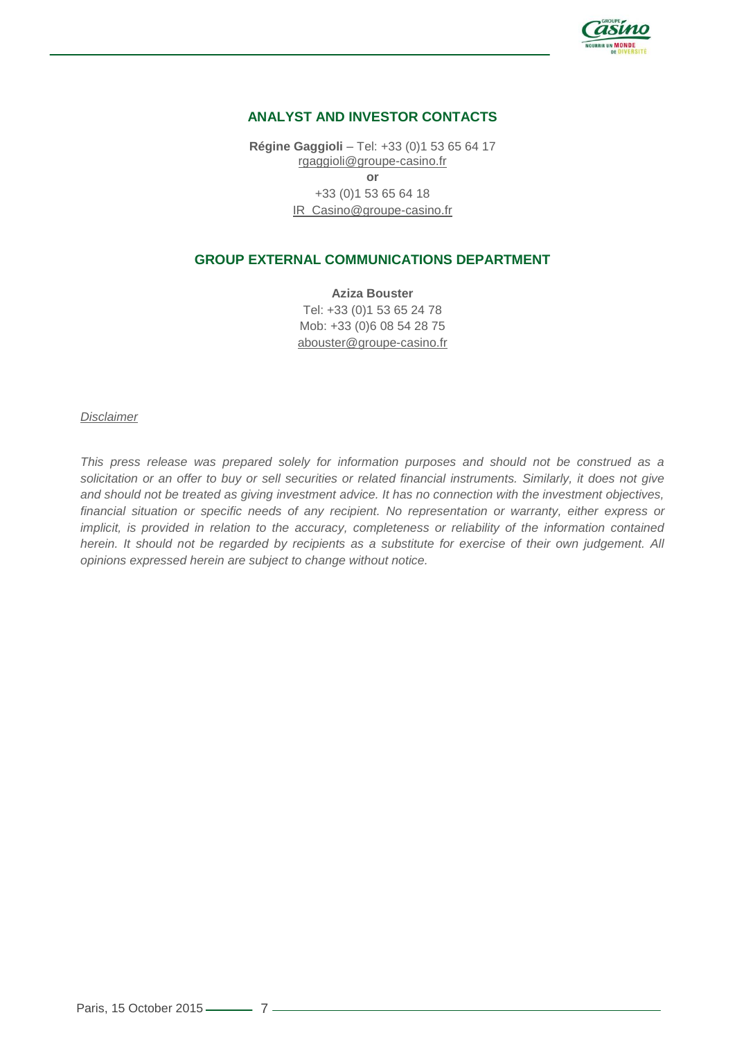## ANALYST AND INVESTOR CONTACTS

**Régine Gaggioli** – Tel: +33 (0)1 53 65 64 17
rgaggioli@groupe-casino.fr
**or**
+33 (0)1 53 65 64 18
IR_Casino@groupe-casino.fr

## GROUP EXTERNAL COMMUNICATIONS DEPARTMENT

**Aziza Bouster**
Tel: +33 (0)1 53 65 24 78
Mob: +33 (0)6 08 54 28 75
abouster@groupe-casino.fr

*Disclaimer*

*This press release was prepared solely for information purposes and should not be construed as a solicitation or an offer to buy or sell securities or related financial instruments. Similarly, it does not give and should not be treated as giving investment advice. It has no connection with the investment objectives, financial situation or specific needs of any recipient. No representation or warranty, either express or implicit, is provided in relation to the accuracy, completeness or reliability of the information contained herein. It should not be regarded by recipients as a substitute for exercise of their own judgement. All opinions expressed herein are subject to change without notice.*